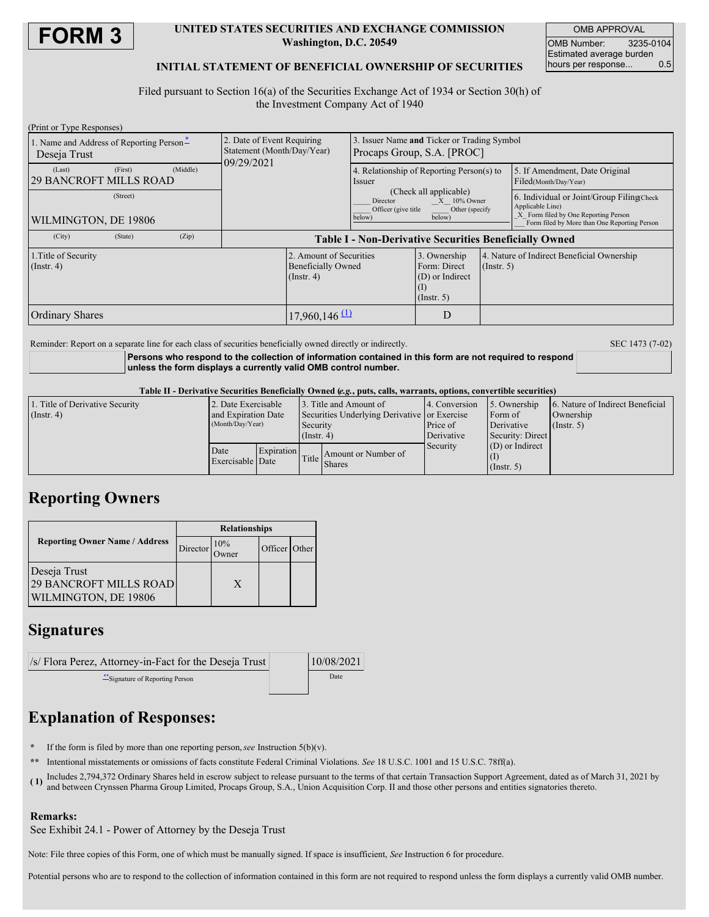# FORM 3

**UNITED STATES SECURITIES AND EXCHANGE COMMISSION**
**Washington, D.C. 20549**

**INITIAL STATEMENT OF BENEFICIAL OWNERSHIP OF SECURITIES**

| OMB APPROVAL | |
|---|---|
| OMB Number: | 3235-0104 |
| Estimated average burden hours per response... | 0.5 |

Filed pursuant to Section 16(a) of the Securities Exchange Act of 1934 or Section 30(h) of the Investment Company Act of 1940

(Print or Type Responses)

| 1. Name and Address of Reporting Person * | 2. Date of Event Requiring Statement (Month/Day/Year) | 3. Issuer Name and Ticker or Trading Symbol |
|---|---|---|
| Deseja Trust<br>(Last) (First) (Middle)<br>29 BANCROFT MILLS ROAD<br>(Street)<br>WILMINGTON, DE 19806<br>(City) (State) (Zip) | 09/29/2021 | Procaps Group, S.A. [PROC] |

| 4. Relationship of Reporting Person(s) to Issuer (Check all applicable) | 5. If Amendment, Date Original Filed(Month/Day/Year) | 6. Individual or Joint/Group Filing(Check Applicable Line) |
|---|---|---|
| ___ Director<br>_X_ 10% Owner<br>___ Officer (give title below)<br>___ Other (specify below) | | _X_ Form filed by One Reporting Person<br>___ Form filed by More than One Reporting Person |

**Table I - Non-Derivative Securities Beneficially Owned**

| 1.Title of Security (Instr. 4) | 2. Amount of Securities Beneficially Owned (Instr. 4) | 3. Ownership Form: Direct (D) or Indirect (I) (Instr. 5) | 4. Nature of Indirect Beneficial Ownership (Instr. 5) |
|---|---|---|---|
| Ordinary Shares | 17,960,146 (1) | D | |

Reminder: Report on a separate line for each class of securities beneficially owned directly or indirectly.

SEC 1473 (7-02)

**Persons who respond to the collection of information contained in this form are not required to respond unless the form displays a currently valid OMB control number.**

**Table II - Derivative Securities Beneficially Owned (*e.g.*, puts, calls, warrants, options, convertible securities)**

| 1. Title of Derivative Security (Instr. 4) | 2. Date Exercisable and Expiration Date (Month/Day/Year) | | 3. Title and Amount of Securities Underlying Derivative Security (Instr. 4) | | 4. Conversion or Exercise Price of Derivative Security | 5. Ownership Form of Derivative Security: Direct (D) or Indirect (I) (Instr. 5) | 6. Nature of Indirect Beneficial Ownership (Instr. 5) |
|---|---|---|---|---|---|---|---|
| | Date Exercisable | Expiration Date | Title | Amount or Number of Shares | | | |

## Reporting Owners

| Reporting Owner Name / Address | Relationships | | | |
|---|---|---|---|---|
| | Director | 10% Owner | Officer | Other |
| Deseja Trust<br>29 BANCROFT MILLS ROAD<br>WILMINGTON, DE 19806 | | X | | |

## Signatures

| /s/ Flora Perez, Attorney-in-Fact for the Deseja Trust | 10/08/2021 |
|---|---|
| ** Signature of Reporting Person | Date |

## Explanation of Responses:

**\*** If the form is filed by more than one reporting person, *see* Instruction 5(b)(v).

**\*\*** Intentional misstatements or omissions of facts constitute Federal Criminal Violations. *See* 18 U.S.C. 1001 and 15 U.S.C. 78ff(a).

**(1)** Includes 2,794,372 Ordinary Shares held in escrow subject to release pursuant to the terms of that certain Transaction Support Agreement, dated as of March 31, 2021 by and between Crynssen Pharma Group Limited, Procaps Group, S.A., Union Acquisition Corp. II and those other persons and entities signatories thereto.

**Remarks:**

See Exhibit 24.1 - Power of Attorney by the Deseja Trust

Note: File three copies of this Form, one of which must be manually signed. If space is insufficient, *See* Instruction 6 for procedure.

Potential persons who are to respond to the collection of information contained in this form are not required to respond unless the form displays a currently valid OMB number.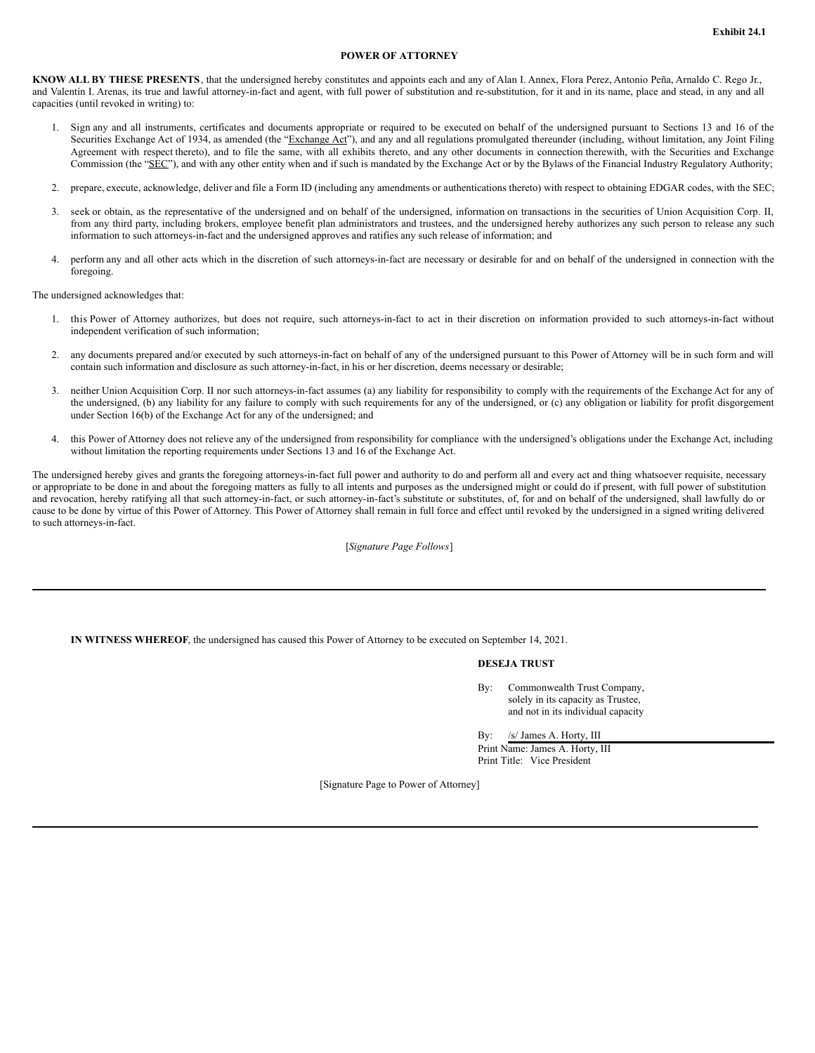Exhibit 24.1

# POWER OF ATTORNEY

**KNOW ALL BY THESE PRESENTS**, that the undersigned hereby constitutes and appoints each and any of Alan I. Annex, Flora Perez, Antonio Peña, Arnaldo C. Rego Jr., and Valentín I. Arenas, its true and lawful attorney-in-fact and agent, with full power of substitution and re-substitution, for it and in its name, place and stead, in any and all capacities (until revoked in writing) to:

1. Sign any and all instruments, certificates and documents appropriate or required to be executed on behalf of the undersigned pursuant to Sections 13 and 16 of the Securities Exchange Act of 1934, as amended (the "Exchange Act"), and any and all regulations promulgated thereunder (including, without limitation, any Joint Filing Agreement with respect thereto), and to file the same, with all exhibits thereto, and any other documents in connection therewith, with the Securities and Exchange Commission (the "SEC"), and with any other entity when and if such is mandated by the Exchange Act or by the Bylaws of the Financial Industry Regulatory Authority;

2. prepare, execute, acknowledge, deliver and file a Form ID (including any amendments or authentications thereto) with respect to obtaining EDGAR codes, with the SEC;

3. seek or obtain, as the representative of the undersigned and on behalf of the undersigned, information on transactions in the securities of Union Acquisition Corp. II, from any third party, including brokers, employee benefit plan administrators and trustees, and the undersigned hereby authorizes any such person to release any such information to such attorneys-in-fact and the undersigned approves and ratifies any such release of information; and

4. perform any and all other acts which in the discretion of such attorneys-in-fact are necessary or desirable for and on behalf of the undersigned in connection with the foregoing.

The undersigned acknowledges that:

1. this Power of Attorney authorizes, but does not require, such attorneys-in-fact to act in their discretion on information provided to such attorneys-in-fact without independent verification of such information;

2. any documents prepared and/or executed by such attorneys-in-fact on behalf of any of the undersigned pursuant to this Power of Attorney will be in such form and will contain such information and disclosure as such attorney-in-fact, in his or her discretion, deems necessary or desirable;

3. neither Union Acquisition Corp. II nor such attorneys-in-fact assumes (a) any liability for responsibility to comply with the requirements of the Exchange Act for any of the undersigned, (b) any liability for any failure to comply with such requirements for any of the undersigned, or (c) any obligation or liability for profit disgorgement under Section 16(b) of the Exchange Act for any of the undersigned; and

4. this Power of Attorney does not relieve any of the undersigned from responsibility for compliance with the undersigned's obligations under the Exchange Act, including without limitation the reporting requirements under Sections 13 and 16 of the Exchange Act.

The undersigned hereby gives and grants the foregoing attorneys-in-fact full power and authority to do and perform all and every act and thing whatsoever requisite, necessary or appropriate to be done in and about the foregoing matters as fully to all intents and purposes as the undersigned might or could do if present, with full power of substitution and revocation, hereby ratifying all that such attorney-in-fact, or such attorney-in-fact's substitute or substitutes, of, for and on behalf of the undersigned, shall lawfully do or cause to be done by virtue of this Power of Attorney. This Power of Attorney shall remain in full force and effect until revoked by the undersigned in a signed writing delivered to such attorneys-in-fact.

[*Signature Page Follows*]

---

**IN WITNESS WHEREOF**, the undersigned has caused this Power of Attorney to be executed on September 14, 2021.

**DESEJA TRUST**

By: Commonwealth Trust Company,
solely in its capacity as Trustee,
and not in its individual capacity

By: /s/ James A. Horty, III
Print Name: James A. Horty, III
Print Title: Vice President

[Signature Page to Power of Attorney]